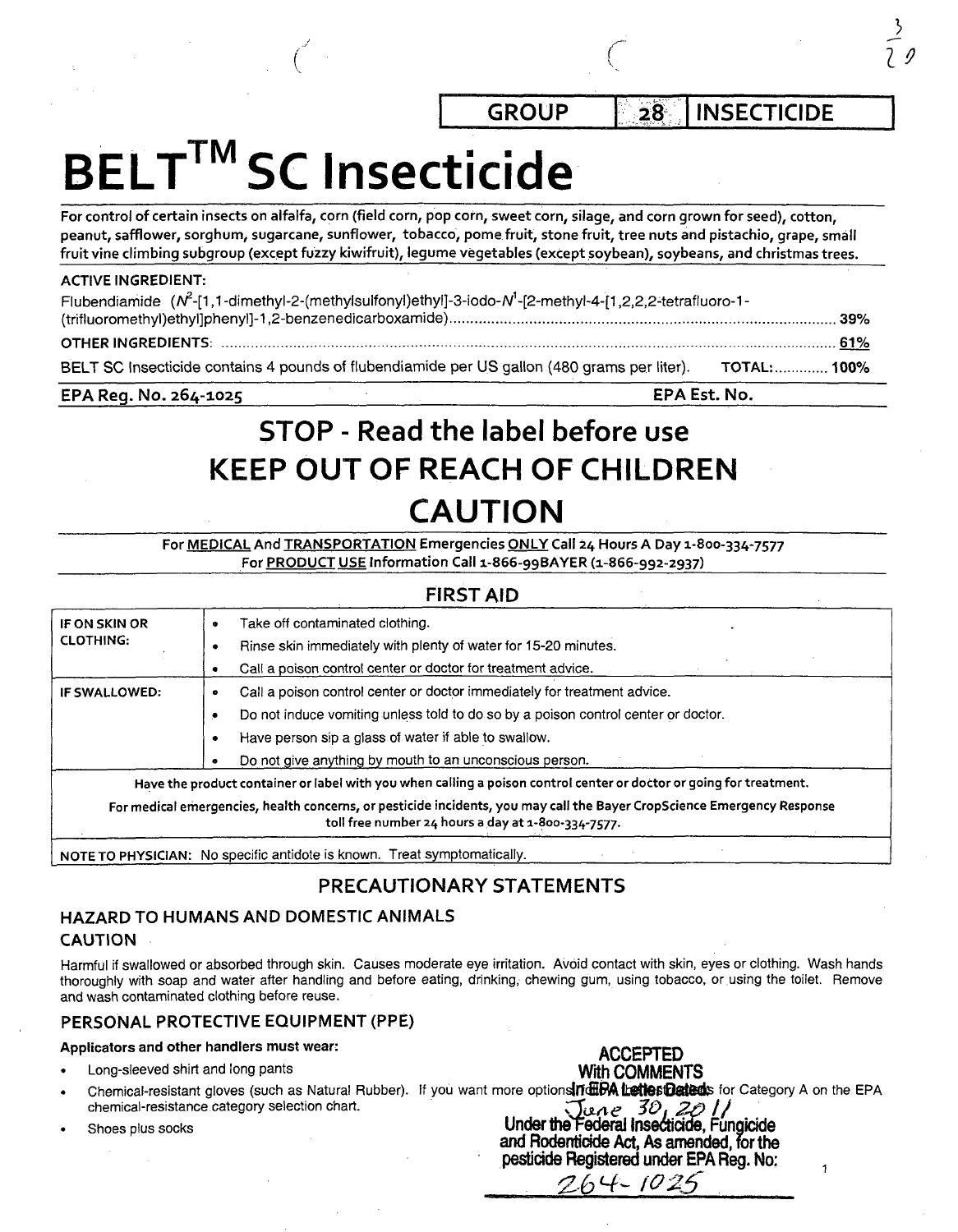| GROUP | 28 | INSECTICIDE |
|---|---|---|

# BELT™ SC Insecticide

For control of certain insects on alfalfa, corn (field corn, pop corn, sweet corn, silage, and corn grown for seed), cotton, peanut, safflower, sorghum, sugarcane, sunflower, tobacco, pome fruit, stone fruit, tree nuts and pistachio, grape, small fruit vine climbing subgroup (except fuzzy kiwifruit), legume vegetables (except soybean), soybeans, and christmas trees.

**ACTIVE INGREDIENT:**

Flubendiamide ($N^2$-[1,1-dimethyl-2-(methylsulfonyl)ethyl]-3-iodo-$N^1$-[2-methyl-4-[1,2,2,2-tetrafluoro-1-(trifluoromethyl)ethyl]phenyl]-1,2-benzenedicarboxamide) ........ 39%

**OTHER INGREDIENTS:** ........ 61%

BELT SC Insecticide contains 4 pounds of flubendiamide per US gallon (480 grams per liter). **TOTAL:** ........ **100%**

**EPA Reg. No. 264-1025** **EPA Est. No.**

## STOP - Read the label before use

## KEEP OUT OF REACH OF CHILDREN

## CAUTION

For MEDICAL And TRANSPORTATION Emergencies ONLY Call 24 Hours A Day 1-800-334-7577

For PRODUCT USE Information Call 1-866-99BAYER (1-866-992-2937)

### FIRST AID

| | |
|---|---|
| **IF ON SKIN OR CLOTHING:** | • Take off contaminated clothing.<br>• Rinse skin immediately with plenty of water for 15-20 minutes.<br>• Call a poison control center or doctor for treatment advice. |
| **IF SWALLOWED:** | • Call a poison control center or doctor immediately for treatment advice.<br>• Do not induce vomiting unless told to do so by a poison control center or doctor.<br>• Have person sip a glass of water if able to swallow.<br>• Do not give anything by mouth to an unconscious person. |

Have the product container or label with you when calling a poison control center or doctor or going for treatment.

For medical emergencies, health concerns, or pesticide incidents, you may call the Bayer CropScience Emergency Response toll free number 24 hours a day at 1-800-334-7577.

**NOTE TO PHYSICIAN:** No specific antidote is known. Treat symptomatically.

### PRECAUTIONARY STATEMENTS

#### HAZARD TO HUMANS AND DOMESTIC ANIMALS

**CAUTION**

Harmful if swallowed or absorbed through skin. Causes moderate eye irritation. Avoid contact with skin, eyes or clothing. Wash hands thoroughly with soap and water after handling and before eating, drinking, chewing gum, using tobacco, or using the toilet. Remove and wash contaminated clothing before reuse.

#### PERSONAL PROTECTIVE EQUIPMENT (PPE)

**Applicators and other handlers must wear:**

- Long-sleeved shirt and long pants
- Chemical-resistant gloves (such as Natural Rubber). If you want more options, follow the instructions for Category A on the EPA chemical-resistance category selection chart.
- Shoes plus socks

**ACCEPTED With COMMENTS In EPA Letter Dated:** June 30, 2011

**Under the Federal Insecticide, Fungicide and Rodenticide Act, As amended, for the pesticide Registered under EPA Reg. No:** 264-1025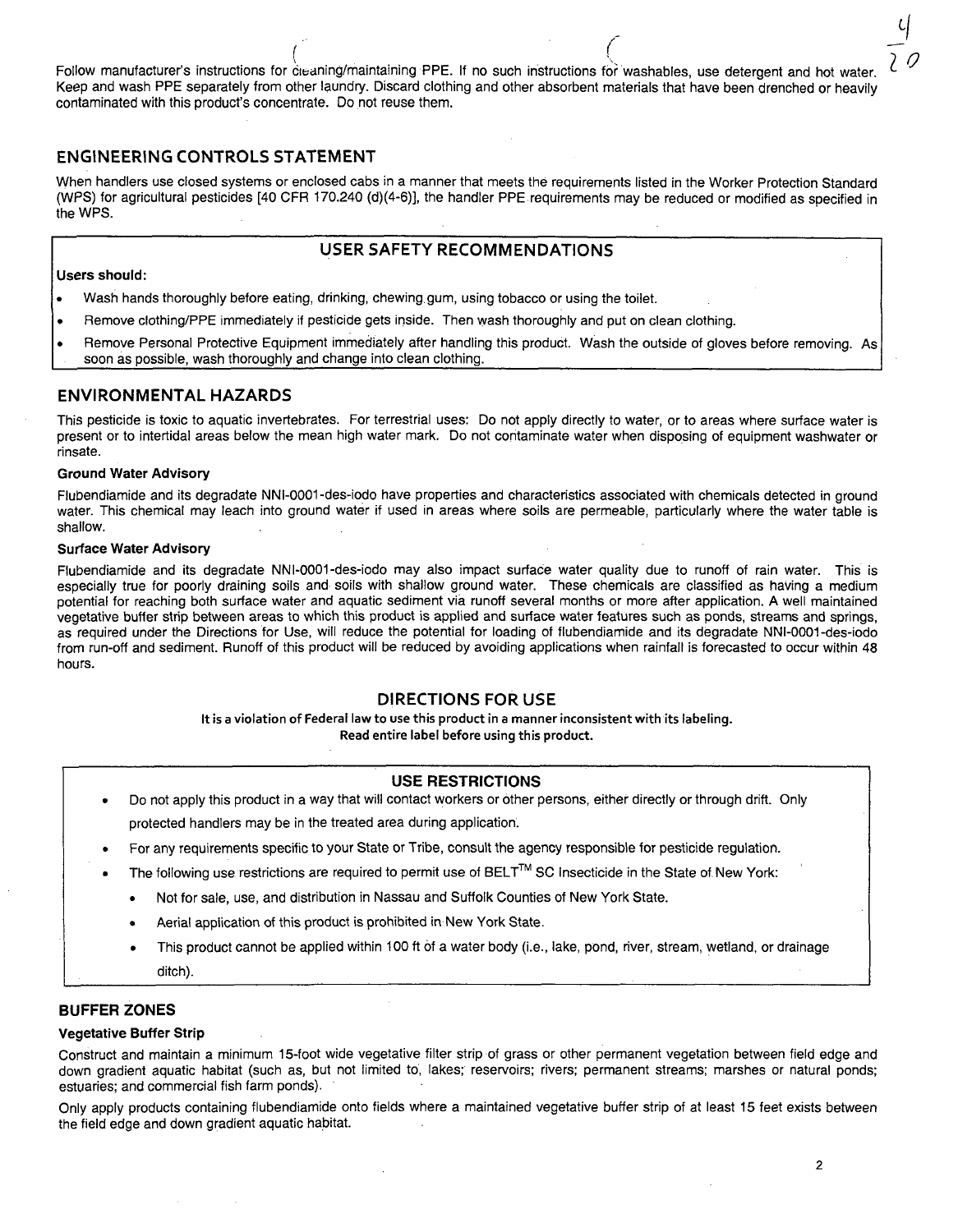Follow manufacturer's instructions for cleaning/maintaining PPE. If no such instructions for washables, use detergent and hot water. Keep and wash PPE separately from other laundry. Discard clothing and other absorbent materials that have been drenched or heavily contaminated with this product's concentrate. Do not reuse them.

## ENGINEERING CONTROLS STATEMENT

When handlers use closed systems or enclosed cabs in a manner that meets the requirements listed in the Worker Protection Standard (WPS) for agricultural pesticides [40 CFR 170.240 (d)(4-6)], the handler PPE requirements may be reduced or modified as specified in the WPS.

## USER SAFETY RECOMMENDATIONS

**Users should:**

- Wash hands thoroughly before eating, drinking, chewing gum, using tobacco or using the toilet.
- Remove clothing/PPE immediately if pesticide gets inside. Then wash thoroughly and put on clean clothing.
- Remove Personal Protective Equipment immediately after handling this product. Wash the outside of gloves before removing. As soon as possible, wash thoroughly and change into clean clothing.

## ENVIRONMENTAL HAZARDS

This pesticide is toxic to aquatic invertebrates. For terrestrial uses: Do not apply directly to water, or to areas where surface water is present or to intertidal areas below the mean high water mark. Do not contaminate water when disposing of equipment washwater or rinsate.

**Ground Water Advisory**

Flubendiamide and its degradate NNI-0001-des-iodo have properties and characteristics associated with chemicals detected in ground water. This chemical may leach into ground water if used in areas where soils are permeable, particularly where the water table is shallow.

**Surface Water Advisory**

Flubendiamide and its degradate NNI-0001-des-iodo may also impact surface water quality due to runoff of rain water. This is especially true for poorly draining soils and soils with shallow ground water. These chemicals are classified as having a medium potential for reaching both surface water and aquatic sediment via runoff several months or more after application. A well maintained vegetative buffer strip between areas to which this product is applied and surface water features such as ponds, streams and springs, as required under the Directions for Use, will reduce the potential for loading of flubendiamide and its degradate NNI-0001-des-iodo from run-off and sediment. Runoff of this product will be reduced by avoiding applications when rainfall is forecasted to occur within 48 hours.

## DIRECTIONS FOR USE

**It is a violation of Federal law to use this product in a manner inconsistent with its labeling.**
**Read entire label before using this product.**

### USE RESTRICTIONS

- Do not apply this product in a way that will contact workers or other persons, either directly or through drift. Only protected handlers may be in the treated area during application.
- For any requirements specific to your State or Tribe, consult the agency responsible for pesticide regulation.
- The following use restrictions are required to permit use of BELT™ SC Insecticide in the State of New York:
  - Not for sale, use, and distribution in Nassau and Suffolk Counties of New York State.
  - Aerial application of this product is prohibited in New York State.
  - This product cannot be applied within 100 ft of a water body (i.e., lake, pond, river, stream, wetland, or drainage ditch).

### BUFFER ZONES

**Vegetative Buffer Strip**

Construct and maintain a minimum 15-foot wide vegetative filter strip of grass or other permanent vegetation between field edge and down gradient aquatic habitat (such as, but not limited to, lakes; reservoirs; rivers; permanent streams; marshes or natural ponds; estuaries; and commercial fish farm ponds).

Only apply products containing flubendiamide onto fields where a maintained vegetative buffer strip of at least 15 feet exists between the field edge and down gradient aquatic habitat.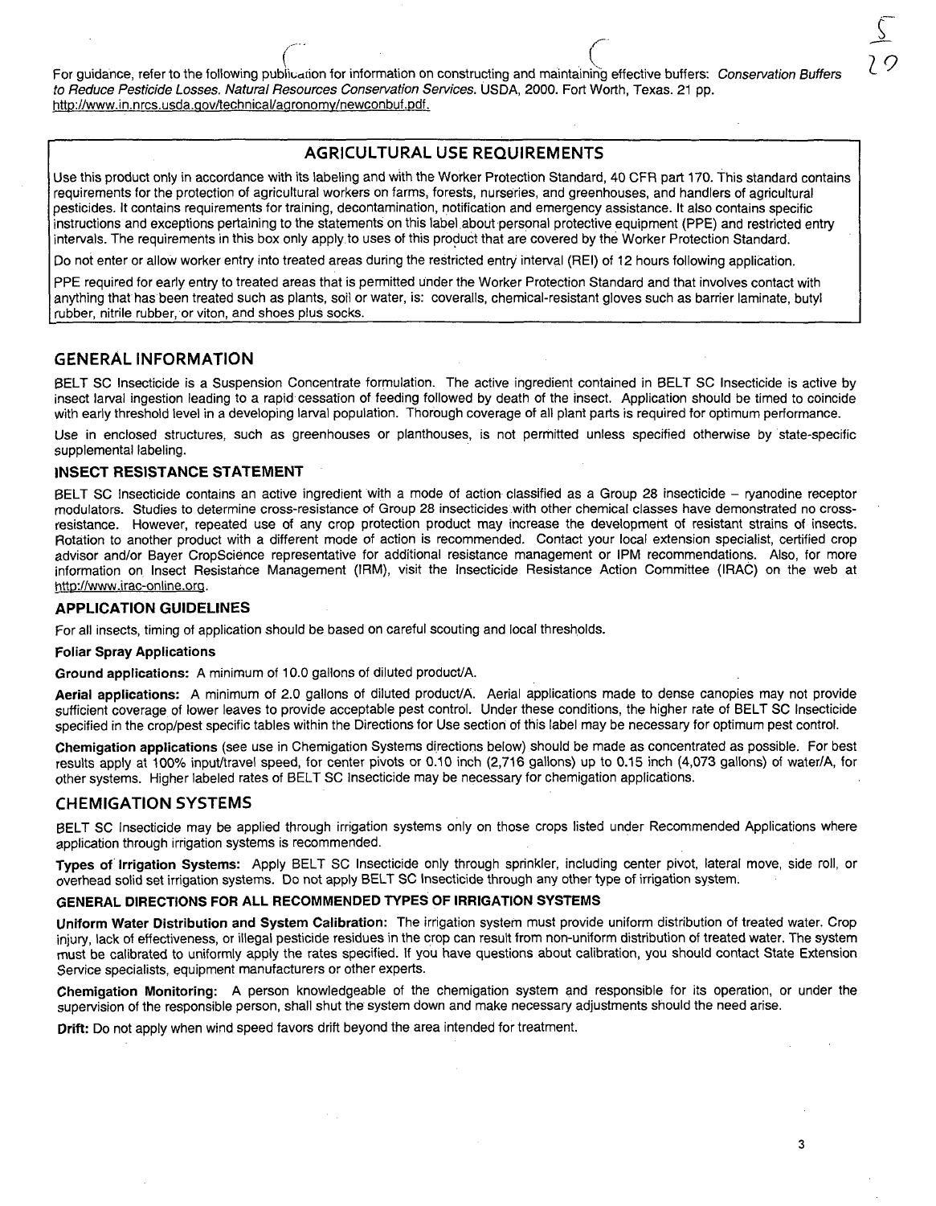For guidance, refer to the following publication for information on constructing and maintaining effective buffers: *Conservation Buffers to Reduce Pesticide Losses. Natural Resources Conservation Services.* USDA, 2000. Fort Worth, Texas. 21 pp. http://www.in.nrcs.usda.gov/technical/agronomy/newconbuf.pdf.

## AGRICULTURAL USE REQUIREMENTS

Use this product only in accordance with its labeling and with the Worker Protection Standard, 40 CFR part 170. This standard contains requirements for the protection of agricultural workers on farms, forests, nurseries, and greenhouses, and handlers of agricultural pesticides. It contains requirements for training, decontamination, notification and emergency assistance. It also contains specific instructions and exceptions pertaining to the statements on this label about personal protective equipment (PPE) and restricted entry intervals. The requirements in this box only apply to uses of this product that are covered by the Worker Protection Standard.

Do not enter or allow worker entry into treated areas during the restricted entry interval (REI) of 12 hours following application.

PPE required for early entry to treated areas that is permitted under the Worker Protection Standard and that involves contact with anything that has been treated such as plants, soil or water, is: coveralls, chemical-resistant gloves such as barrier laminate, butyl rubber, nitrile rubber, or viton, and shoes plus socks.

## GENERAL INFORMATION

BELT SC Insecticide is a Suspension Concentrate formulation. The active ingredient contained in BELT SC Insecticide is active by insect larval ingestion leading to a rapid cessation of feeding followed by death of the insect. Application should be timed to coincide with early threshold level in a developing larval population. Thorough coverage of all plant parts is required for optimum performance.

Use in enclosed structures, such as greenhouses or planthouses, is not permitted unless specified otherwise by state-specific supplemental labeling.

### INSECT RESISTANCE STATEMENT

BELT SC Insecticide contains an active ingredient with a mode of action classified as a Group 28 insecticide – ryanodine receptor modulators. Studies to determine cross-resistance of Group 28 insecticides with other chemical classes have demonstrated no cross-resistance. However, repeated use of any crop protection product may increase the development of resistant strains of insects. Rotation to another product with a different mode of action is recommended. Contact your local extension specialist, certified crop advisor and/or Bayer CropScience representative for additional resistance management or IPM recommendations. Also, for more information on Insect Resistance Management (IRM), visit the Insecticide Resistance Action Committee (IRAC) on the web at http://www.irac-online.org.

### APPLICATION GUIDELINES

For all insects, timing of application should be based on careful scouting and local thresholds.

**Foliar Spray Applications**

**Ground applications:** A minimum of 10.0 gallons of diluted product/A.

**Aerial applications:** A minimum of 2.0 gallons of diluted product/A. Aerial applications made to dense canopies may not provide sufficient coverage of lower leaves to provide acceptable pest control. Under these conditions, the higher rate of BELT SC Insecticide specified in the crop/pest specific tables within the Directions for Use section of this label may be necessary for optimum pest control.

**Chemigation applications** (see use in Chemigation Systems directions below) should be made as concentrated as possible. For best results apply at 100% input/travel speed, for center pivots or 0.10 inch (2,716 gallons) up to 0.15 inch (4,073 gallons) of water/A, for other systems. Higher labeled rates of BELT SC Insecticide may be necessary for chemigation applications.

## CHEMIGATION SYSTEMS

BELT SC Insecticide may be applied through irrigation systems only on those crops listed under Recommended Applications where application through irrigation systems is recommended.

**Types of Irrigation Systems:** Apply BELT SC Insecticide only through sprinkler, including center pivot, lateral move, side roll, or overhead solid set irrigation systems. Do not apply BELT SC Insecticide through any other type of irrigation system.

### GENERAL DIRECTIONS FOR ALL RECOMMENDED TYPES OF IRRIGATION SYSTEMS

**Uniform Water Distribution and System Calibration:** The irrigation system must provide uniform distribution of treated water. Crop injury, lack of effectiveness, or illegal pesticide residues in the crop can result from non-uniform distribution of treated water. The system must be calibrated to uniformly apply the rates specified. If you have questions about calibration, you should contact State Extension Service specialists, equipment manufacturers or other experts.

**Chemigation Monitoring:** A person knowledgeable of the chemigation system and responsible for its operation, or under the supervision of the responsible person, shall shut the system down and make necessary adjustments should the need arise.

**Drift:** Do not apply when wind speed favors drift beyond the area intended for treatment.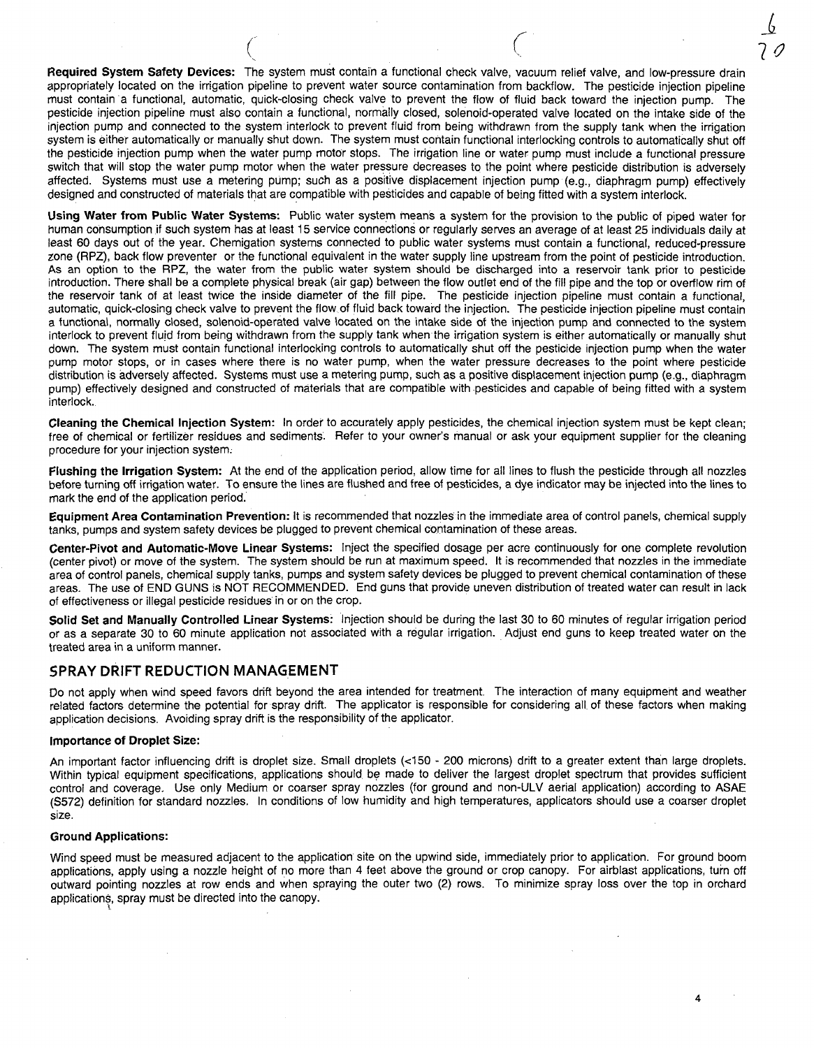**Required System Safety Devices:** The system must contain a functional check valve, vacuum relief valve, and low-pressure drain appropriately located on the irrigation pipeline to prevent water source contamination from backflow. The pesticide injection pipeline must contain a functional, automatic, quick-closing check valve to prevent the flow of fluid back toward the injection pump. The pesticide injection pipeline must also contain a functional, normally closed, solenoid-operated valve located on the intake side of the injection pump and connected to the system interlock to prevent fluid from being withdrawn from the supply tank when the irrigation system is either automatically or manually shut down. The system must contain functional interlocking controls to automatically shut off the pesticide injection pump when the water pump motor stops. The irrigation line or water pump must include a functional pressure switch that will stop the water pump motor when the water pressure decreases to the point where pesticide distribution is adversely affected. Systems must use a metering pump; such as a positive displacement injection pump (e.g., diaphragm pump) effectively designed and constructed of materials that are compatible with pesticides and capable of being fitted with a system interlock.

**Using Water from Public Water Systems:** Public water system means a system for the provision to the public of piped water for human consumption if such system has at least 15 service connections or regularly serves an average of at least 25 individuals daily at least 60 days out of the year. Chemigation systems connected to public water systems must contain a functional, reduced-pressure zone (RPZ), back flow preventer or the functional equivalent in the water supply line upstream from the point of pesticide introduction. As an option to the RPZ, the water from the public water system should be discharged into a reservoir tank prior to pesticide introduction. There shall be a complete physical break (air gap) between the flow outlet end of the fill pipe and the top or overflow rim of the reservoir tank of at least twice the inside diameter of the fill pipe. The pesticide injection pipeline must contain a functional, automatic, quick-closing check valve to prevent the flow of fluid back toward the injection. The pesticide injection pipeline must contain a functional, normally closed, solenoid-operated valve located on the intake side of the injection pump and connected to the system interlock to prevent fluid from being withdrawn from the supply tank when the irrigation system is either automatically or manually shut down. The system must contain functional interlocking controls to automatically shut off the pesticide injection pump when the water pump motor stops, or in cases where there is no water pump, when the water pressure decreases to the point where pesticide distribution is adversely affected. Systems must use a metering pump, such as a positive displacement injection pump (e.g., diaphragm pump) effectively designed and constructed of materials that are compatible with pesticides and capable of being fitted with a system interlock.

**Cleaning the Chemical Injection System:** In order to accurately apply pesticides, the chemical injection system must be kept clean; free of chemical or fertilizer residues and sediments. Refer to your owner's manual or ask your equipment supplier for the cleaning procedure for your injection system.

**Flushing the Irrigation System:** At the end of the application period, allow time for all lines to flush the pesticide through all nozzles before turning off irrigation water. To ensure the lines are flushed and free of pesticides, a dye indicator may be injected into the lines to mark the end of the application period.

**Equipment Area Contamination Prevention:** It is recommended that nozzles in the immediate area of control panels, chemical supply tanks, pumps and system safety devices be plugged to prevent chemical contamination of these areas.

**Center-Pivot and Automatic-Move Linear Systems:** Inject the specified dosage per acre continuously for one complete revolution (center pivot) or move of the system. The system should be run at maximum speed. It is recommended that nozzles in the immediate area of control panels, chemical supply tanks, pumps and system safety devices be plugged to prevent chemical contamination of these areas. The use of END GUNS is NOT RECOMMENDED. End guns that provide uneven distribution of treated water can result in lack of effectiveness or illegal pesticide residues in or on the crop.

**Solid Set and Manually Controlled Linear Systems:** Injection should be during the last 30 to 60 minutes of regular irrigation period or as a separate 30 to 60 minute application not associated with a regular irrigation. Adjust end guns to keep treated water on the treated area in a uniform manner.

## SPRAY DRIFT REDUCTION MANAGEMENT

Do not apply when wind speed favors drift beyond the area intended for treatment. The interaction of many equipment and weather related factors determine the potential for spray drift. The applicator is responsible for considering all of these factors when making application decisions. Avoiding spray drift is the responsibility of the applicator.

### Importance of Droplet Size:

An important factor influencing drift is droplet size. Small droplets (<150 - 200 microns) drift to a greater extent than large droplets. Within typical equipment specifications, applications should be made to deliver the largest droplet spectrum that provides sufficient control and coverage. Use only Medium or coarser spray nozzles (for ground and non-ULV aerial application) according to ASAE (S572) definition for standard nozzles. In conditions of low humidity and high temperatures, applicators should use a coarser droplet size.

### Ground Applications:

Wind speed must be measured adjacent to the application site on the upwind side, immediately prior to application. For ground boom applications, apply using a nozzle height of no more than 4 feet above the ground or crop canopy. For airblast applications, turn off outward pointing nozzles at row ends and when spraying the outer two (2) rows. To minimize spray loss over the top in orchard applications, spray must be directed into the canopy.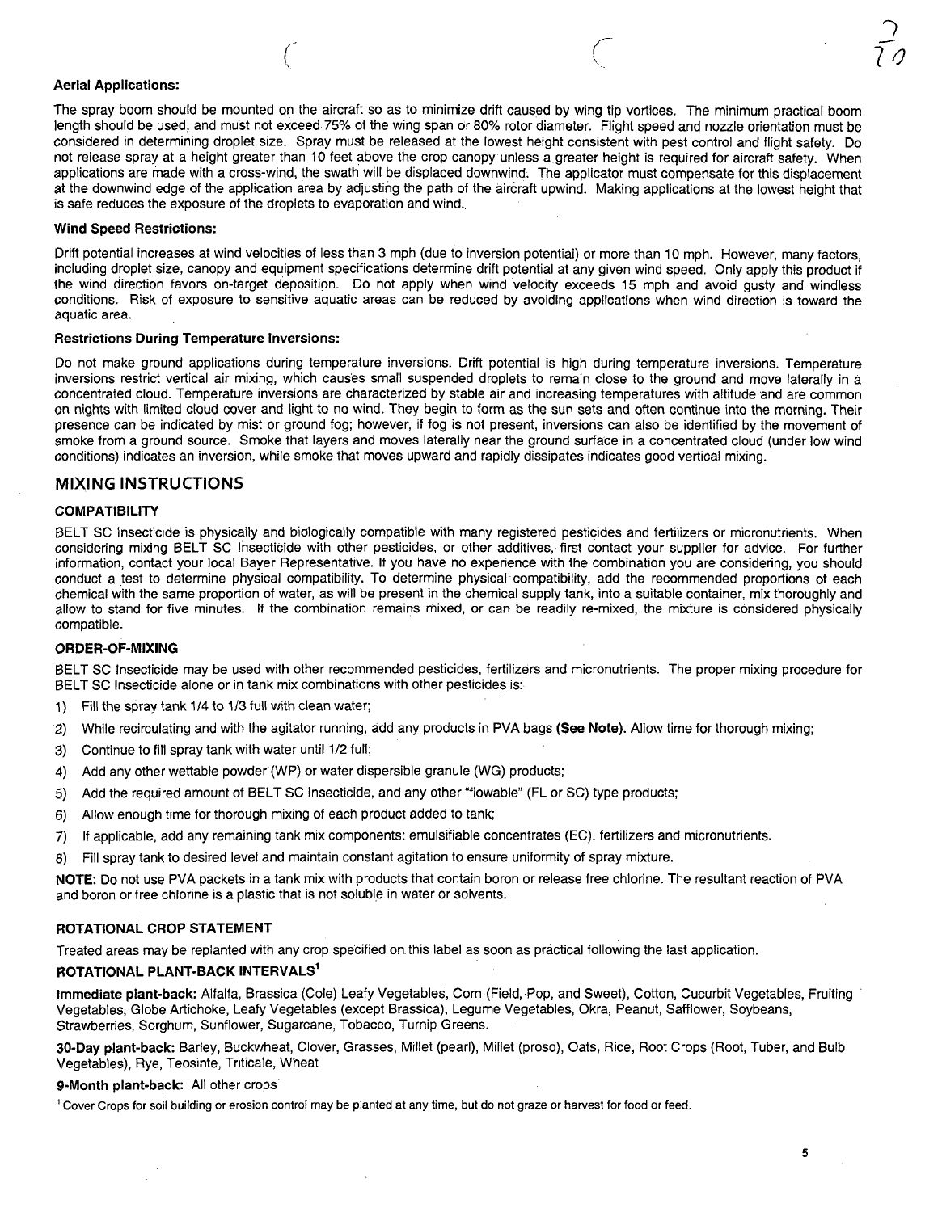**Aerial Applications:**

The spray boom should be mounted on the aircraft so as to minimize drift caused by wing tip vortices. The minimum practical boom length should be used, and must not exceed 75% of the wing span or 80% rotor diameter. Flight speed and nozzle orientation must be considered in determining droplet size. Spray must be released at the lowest height consistent with pest control and flight safety. Do not release spray at a height greater than 10 feet above the crop canopy unless a greater height is required for aircraft safety. When applications are made with a cross-wind, the swath will be displaced downwind. The applicator must compensate for this displacement at the downwind edge of the application area by adjusting the path of the aircraft upwind. Making applications at the lowest height that is safe reduces the exposure of the droplets to evaporation and wind.

**Wind Speed Restrictions:**

Drift potential increases at wind velocities of less than 3 mph (due to inversion potential) or more than 10 mph. However, many factors, including droplet size, canopy and equipment specifications determine drift potential at any given wind speed. Only apply this product if the wind direction favors on-target deposition. Do not apply when wind velocity exceeds 15 mph and avoid gusty and windless conditions. Risk of exposure to sensitive aquatic areas can be reduced by avoiding applications when wind direction is toward the aquatic area.

**Restrictions During Temperature Inversions:**

Do not make ground applications during temperature inversions. Drift potential is high during temperature inversions. Temperature inversions restrict vertical air mixing, which causes small suspended droplets to remain close to the ground and move laterally in a concentrated cloud. Temperature inversions are characterized by stable air and increasing temperatures with altitude and are common on nights with limited cloud cover and light to no wind. They begin to form as the sun sets and often continue into the morning. Their presence can be indicated by mist or ground fog; however, if fog is not present, inversions can also be identified by the movement of smoke from a ground source. Smoke that layers and moves laterally near the ground surface in a concentrated cloud (under low wind conditions) indicates an inversion, while smoke that moves upward and rapidly dissipates indicates good vertical mixing.

## MIXING INSTRUCTIONS

### COMPATIBILITY

BELT SC Insecticide is physically and biologically compatible with many registered pesticides and fertilizers or micronutrients. When considering mixing BELT SC Insecticide with other pesticides, or other additives, first contact your supplier for advice. For further information, contact your local Bayer Representative. If you have no experience with the combination you are considering, you should conduct a test to determine physical compatibility. To determine physical compatibility, add the recommended proportions of each chemical with the same proportion of water, as will be present in the chemical supply tank, into a suitable container, mix thoroughly and allow to stand for five minutes. If the combination remains mixed, or can be readily re-mixed, the mixture is considered physically compatible.

### ORDER-OF-MIXING

BELT SC Insecticide may be used with other recommended pesticides, fertilizers and micronutrients. The proper mixing procedure for BELT SC Insecticide alone or in tank mix combinations with other pesticides is:

1) Fill the spray tank 1/4 to 1/3 full with clean water;
2) While recirculating and with the agitator running, add any products in PVA bags **(See Note)**. Allow time for thorough mixing;
3) Continue to fill spray tank with water until 1/2 full;
4) Add any other wettable powder (WP) or water dispersible granule (WG) products;
5) Add the required amount of BELT SC Insecticide, and any other "flowable" (FL or SC) type products;
6) Allow enough time for thorough mixing of each product added to tank;
7) If applicable, add any remaining tank mix components: emulsifiable concentrates (EC), fertilizers and micronutrients.
8) Fill spray tank to desired level and maintain constant agitation to ensure uniformity of spray mixture.

**NOTE:** Do not use PVA packets in a tank mix with products that contain boron or release free chlorine. The resultant reaction of PVA and boron or free chlorine is a plastic that is not soluble in water or solvents.

### ROTATIONAL CROP STATEMENT

Treated areas may be replanted with any crop specified on this label as soon as practical following the last application.

### ROTATIONAL PLANT-BACK INTERVALS[1]

**Immediate plant-back:** Alfalfa, Brassica (Cole) Leafy Vegetables, Corn (Field, Pop, and Sweet), Cotton, Cucurbit Vegetables, Fruiting Vegetables, Globe Artichoke, Leafy Vegetables (except Brassica), Legume Vegetables, Okra, Peanut, Safflower, Soybeans, Strawberries, Sorghum, Sunflower, Sugarcane, Tobacco, Turnip Greens.

**30-Day plant-back:** Barley, Buckwheat, Clover, Grasses, Millet (pearl), Millet (proso), Oats, Rice, Root Crops (Root, Tuber, and Bulb Vegetables), Rye, Teosinte, Triticale, Wheat

**9-Month plant-back:** All other crops

[1] Cover Crops for soil building or erosion control may be planted at any time, but do not graze or harvest for food or feed.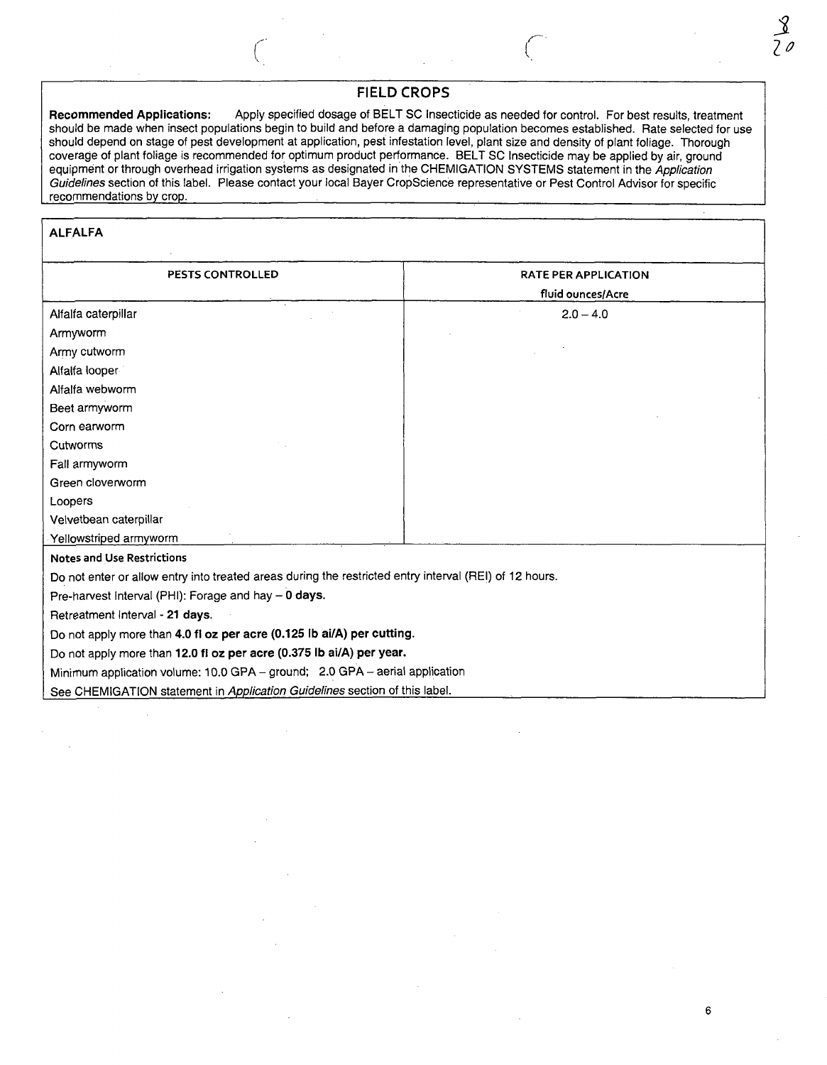## FIELD CROPS

**Recommended Applications:** Apply specified dosage of BELT SC Insecticide as needed for control. For best results, treatment should be made when insect populations begin to build and before a damaging population becomes established. Rate selected for use should depend on stage of pest development at application, pest infestation level, plant size and density of plant foliage. Thorough coverage of plant foliage is recommended for optimum product performance. BELT SC Insecticide may be applied by air, ground equipment or through overhead irrigation systems as designated in the CHEMIGATION SYSTEMS statement in the *Application Guidelines* section of this label. Please contact your local Bayer CropScience representative or Pest Control Advisor for specific recommendations by crop.

### ALFALFA

| PESTS CONTROLLED | RATE PER APPLICATION fluid ounces/Acre |
|---|---|
| Alfalfa caterpillar<br>Armyworm<br>Army cutworm<br>Alfalfa looper<br>Alfalfa webworm<br>Beet armyworm<br>Corn earworm<br>Cutworms<br>Fall armyworm<br>Green cloverworm<br>Loopers<br>Velvetbean caterpillar<br>Yellowstriped armyworm | 2.0 – 4.0 |

**Notes and Use Restrictions**

Do not enter or allow entry into treated areas during the restricted entry interval (REI) of 12 hours.

Pre-harvest Interval (PHI): Forage and hay – **0 days.**

Retreatment Interval - **21 days.**

Do not apply more than **4.0 fl oz per acre (0.125 lb ai/A) per cutting.**

Do not apply more than **12.0 fl oz per acre (0.375 lb ai/A) per year.**

Minimum application volume: 10.0 GPA – ground; 2.0 GPA – aerial application

See CHEMIGATION statement in *Application Guidelines* section of this label.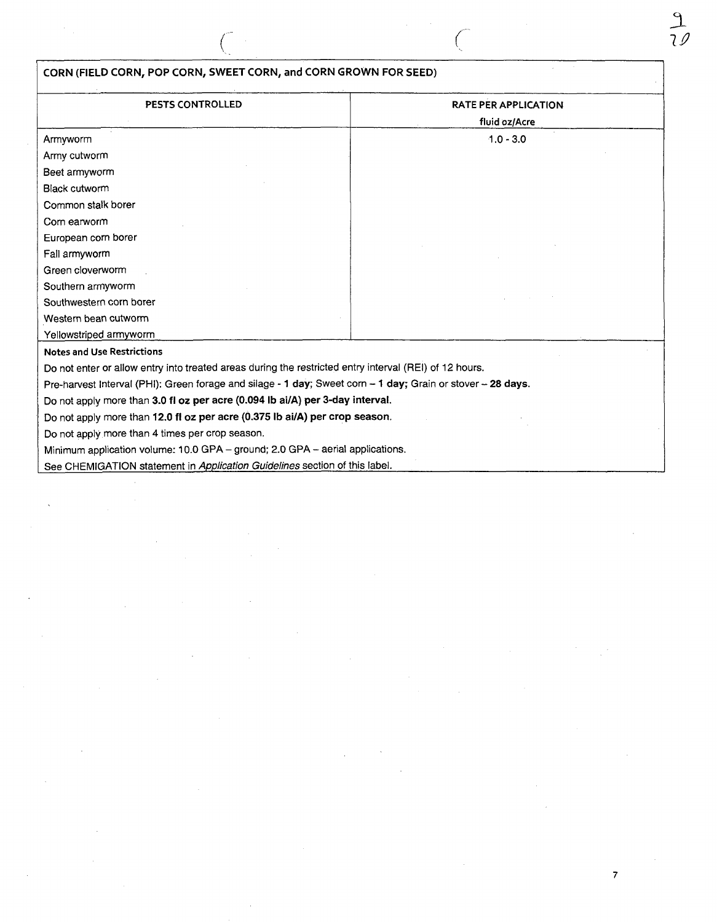| CORN (FIELD CORN, POP CORN, SWEET CORN, and CORN GROWN FOR SEED) | |
|---|---|
| **PESTS CONTROLLED** | **RATE PER APPLICATION** fluid oz/Acre |
| Armyworm<br>Army cutworm<br>Beet armyworm<br>Black cutworm<br>Common stalk borer<br>Corn earworm<br>European corn borer<br>Fall armyworm<br>Green cloverworm<br>Southern armyworm<br>Southwestern corn borer<br>Western bean cutworm<br>Yellowstriped armyworm | 1.0 - 3.0 |

**Notes and Use Restrictions**

Do not enter or allow entry into treated areas during the restricted entry interval (REI) of 12 hours.

Pre-harvest Interval (PHI): Green forage and silage - **1 day**; Sweet corn – **1 day;** Grain or stover – **28 days.**

Do not apply more than **3.0 fl oz per acre (0.094 lb ai/A) per 3-day interval.**

Do not apply more than **12.0 fl oz per acre (0.375 lb ai/A) per crop season.**

Do not apply more than 4 times per crop season.

Minimum application volume: 10.0 GPA – ground; 2.0 GPA – aerial applications.

See CHEMIGATION statement in *Application Guidelines* section of this label.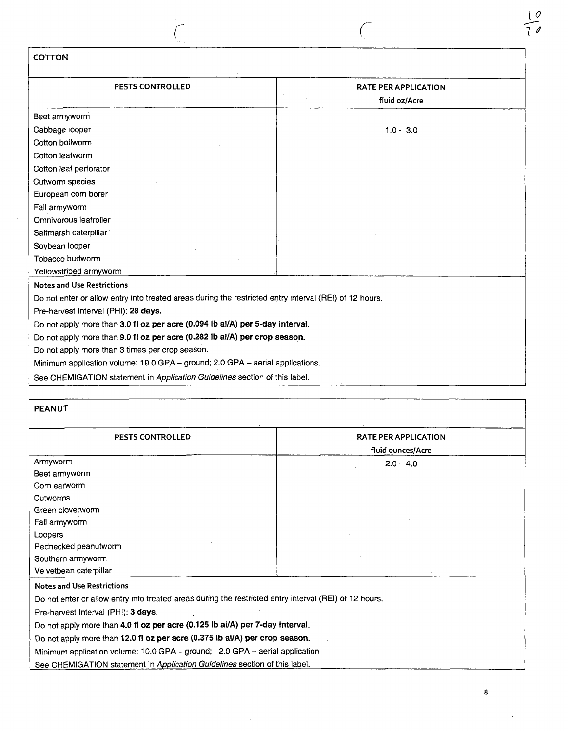## COTTON

| PESTS CONTROLLED | RATE PER APPLICATION fluid oz/Acre |
|---|---|
| Beet armyworm<br>Cabbage looper<br>Cotton bollworm<br>Cotton leafworm<br>Cotton leaf perforator<br>Cutworm species<br>European corn borer<br>Fall armyworm<br>Omnivorous leafroller<br>Saltmarsh caterpillar<br>Soybean looper<br>Tobacco budworm<br>Yellowstriped armyworm | 1.0 - 3.0 |

**Notes and Use Restrictions**

Do not enter or allow entry into treated areas during the restricted entry interval (REI) of 12 hours.

Pre-harvest Interval (PHI): **28 days.**

Do not apply more than **3.0 fl oz per acre (0.094 lb ai/A) per 5-day interval.**

Do not apply more than **9.0 fl oz per acre (0.282 lb ai/A) per crop season.**

Do not apply more than 3 times per crop season.

Minimum application volume: 10.0 GPA – ground; 2.0 GPA – aerial applications.

See CHEMIGATION statement in *Application Guidelines* section of this label.

## PEANUT

| PESTS CONTROLLED | RATE PER APPLICATION fluid ounces/Acre |
|---|---|
| Armyworm<br>Beet armyworm<br>Corn earworm<br>Cutworms<br>Green cloverworm<br>Fall armyworm<br>Loopers<br>Rednecked peanutworm<br>Southern armyworm<br>Velvetbean caterpillar | 2.0 – 4.0 |

**Notes and Use Restrictions**

Do not enter or allow entry into treated areas during the restricted entry interval (REI) of 12 hours.

Pre-harvest Interval (PHI): **3 days.**

Do not apply more than **4.0 fl oz per acre (0.125 lb ai/A) per 7-day interval.**

Do not apply more than **12.0 fl oz per acre (0.375 lb ai/A) per crop season.**

Minimum application volume: 10.0 GPA – ground; 2.0 GPA – aerial application

See CHEMIGATION statement in *Application Guidelines* section of this label.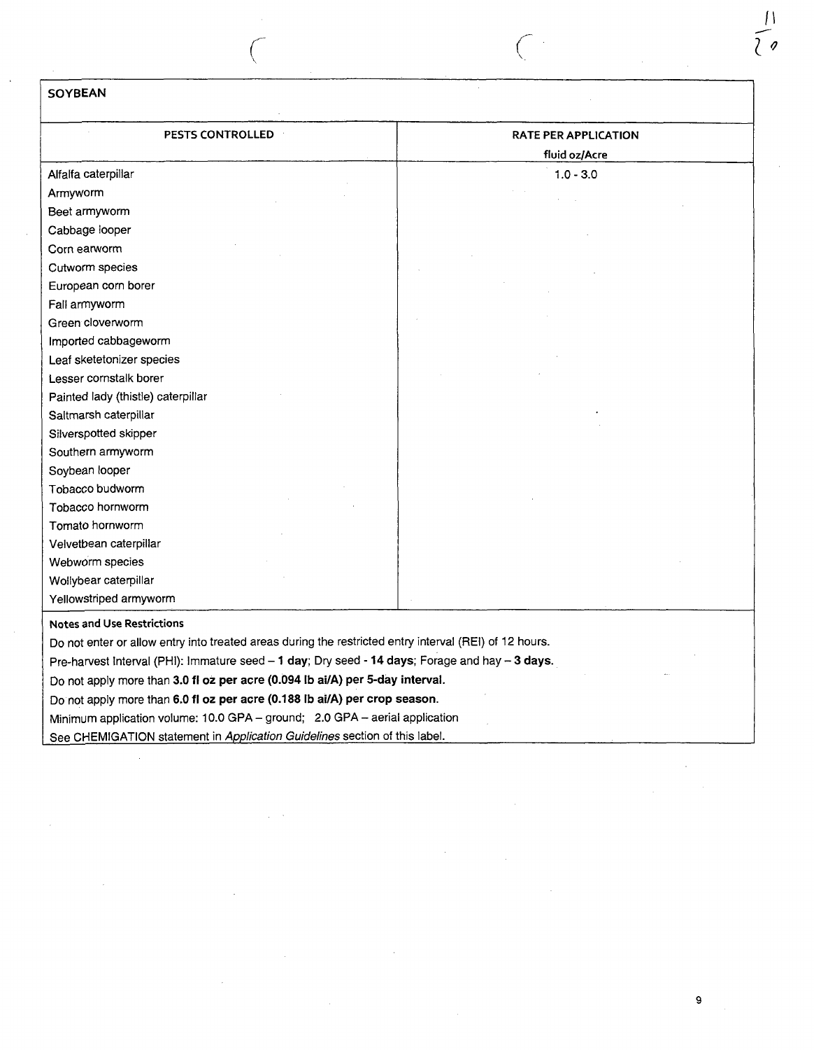| SOYBEAN | |
|---|---|
| **PESTS CONTROLLED** | **RATE PER APPLICATION fluid oz/Acre** |
| Alfalfa caterpillar<br>Armyworm<br>Beet armyworm<br>Cabbage looper<br>Corn earworm<br>Cutworm species<br>European corn borer<br>Fall armyworm<br>Green cloverworm<br>Imported cabbageworm<br>Leaf sketetonizer species<br>Lesser cornstalk borer<br>Painted lady (thistle) caterpillar<br>Saltmarsh caterpillar<br>Silverspotted skipper<br>Southern armyworm<br>Soybean looper<br>Tobacco budworm<br>Tobacco hornworm<br>Tomato hornworm<br>Velvetbean caterpillar<br>Webworm species<br>Wollybear caterpillar<br>Yellowstriped armyworm | 1.0 - 3.0 |

**Notes and Use Restrictions**

Do not enter or allow entry into treated areas during the restricted entry interval (REI) of 12 hours.

Pre-harvest Interval (PHI): Immature seed – **1 day**; Dry seed - **14 days**; Forage and hay – **3 days.**

Do not apply more than **3.0 fl oz per acre (0.094 lb ai/A) per 5-day interval.**

Do not apply more than **6.0 fl oz per acre (0.188 lb ai/A) per crop season.**

Minimum application volume: 10.0 GPA – ground; 2.0 GPA – aerial application

See CHEMIGATION statement in *Application Guidelines* section of this label.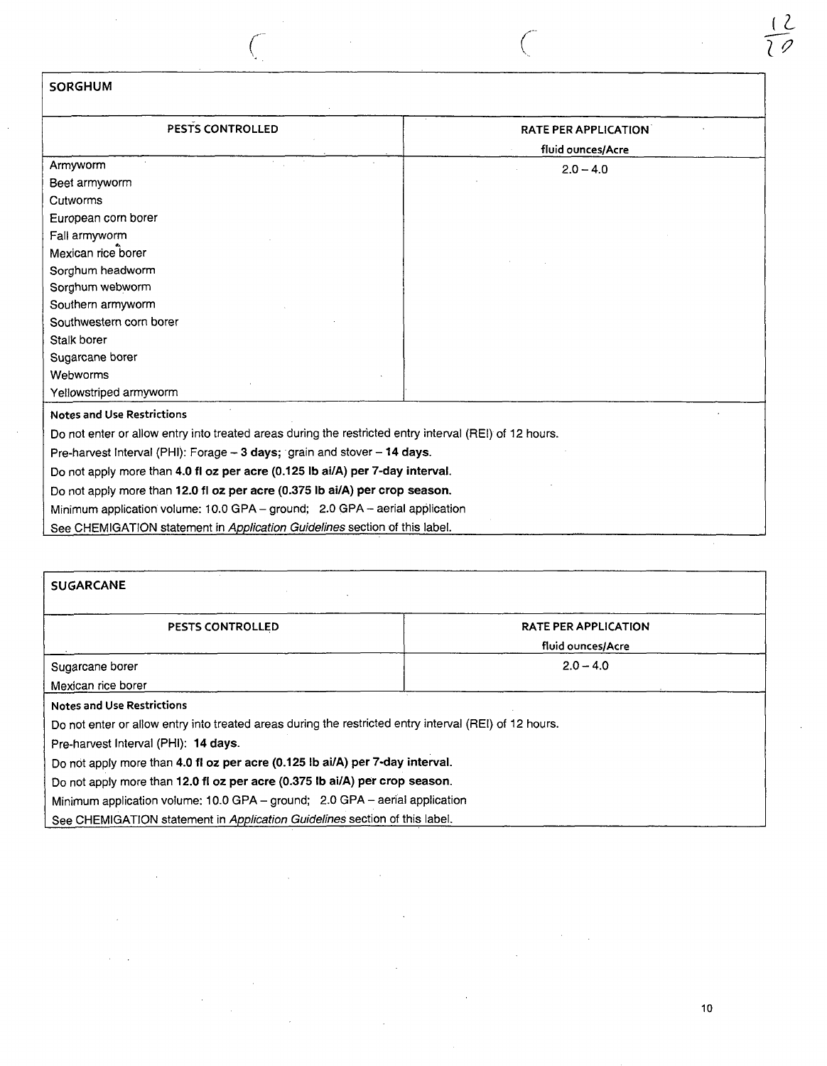## SORGHUM

| PESTS CONTROLLED | RATE PER APPLICATION fluid ounces/Acre |
|---|---|
| Armyworm<br>Beet armyworm<br>Cutworms<br>European corn borer<br>Fall armyworm<br>Mexican rice borer<br>Sorghum headworm<br>Sorghum webworm<br>Southern armyworm<br>Southwestern corn borer<br>Stalk borer<br>Sugarcane borer<br>Webworms<br>Yellowstriped armyworm | 2.0 – 4.0 |

**Notes and Use Restrictions**

Do not enter or allow entry into treated areas during the restricted entry interval (REI) of 12 hours.

Pre-harvest Interval (PHI): Forage – **3 days;** grain and stover – **14 days.**

Do not apply more than **4.0 fl oz per acre (0.125 lb ai/A) per 7-day interval.**

Do not apply more than **12.0 fl oz per acre (0.375 lb ai/A) per crop season.**

Minimum application volume: 10.0 GPA – ground; 2.0 GPA – aerial application

See CHEMIGATION statement in *Application Guidelines* section of this label.

## SUGARCANE

| PESTS CONTROLLED | RATE PER APPLICATION fluid ounces/Acre |
|---|---|
| Sugarcane borer<br>Mexican rice borer | 2.0 – 4.0 |

**Notes and Use Restrictions**

Do not enter or allow entry into treated areas during the restricted entry interval (REI) of 12 hours.

Pre-harvest Interval (PHI): **14 days.**

Do not apply more than **4.0 fl oz per acre (0.125 lb ai/A) per 7-day interval.**

Do not apply more than **12.0 fl oz per acre (0.375 lb ai/A) per crop season.**

Minimum application volume: 10.0 GPA – ground; 2.0 GPA – aerial application

See CHEMIGATION statement in *Application Guidelines* section of this label.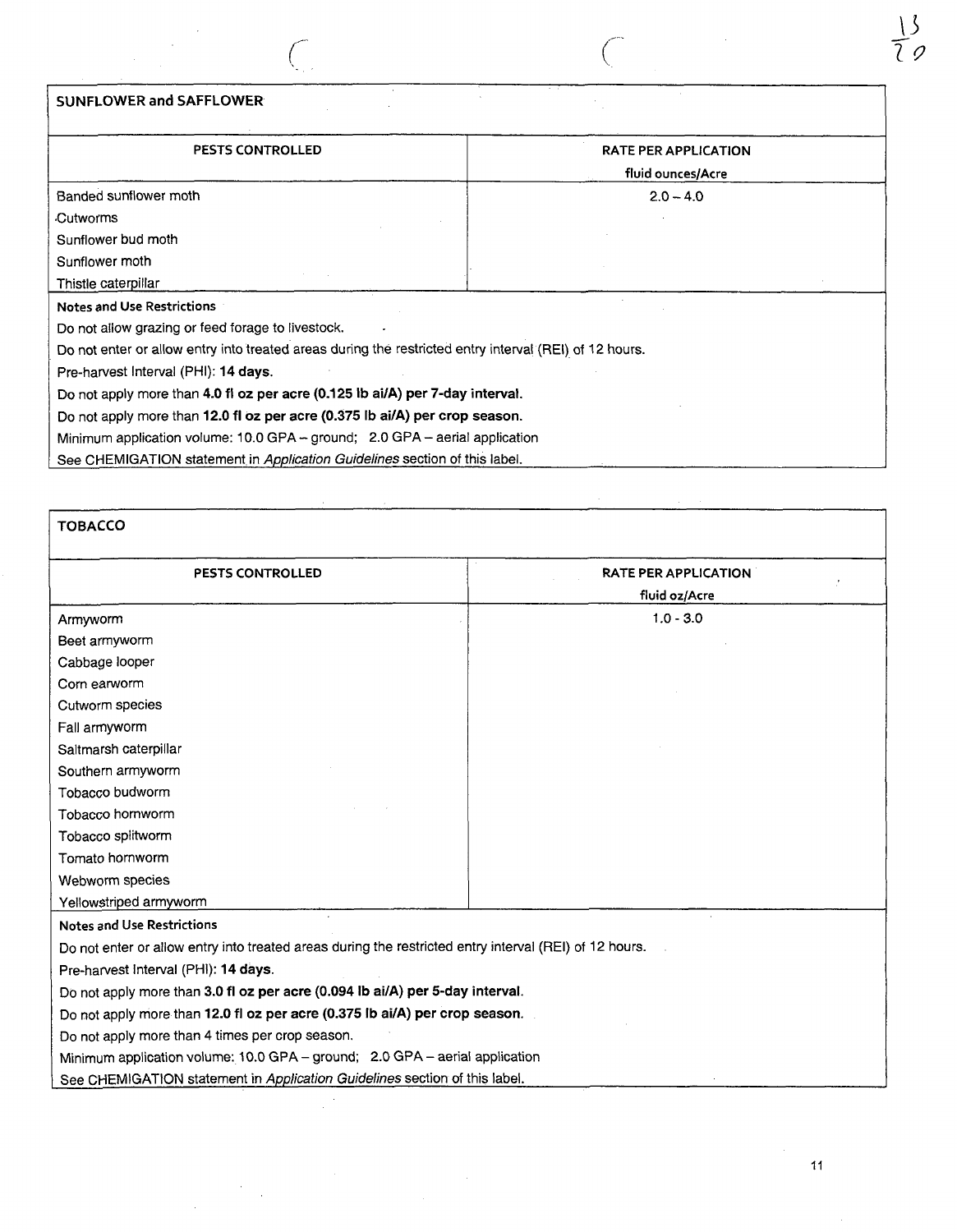## SUNFLOWER and SAFFLOWER

| PESTS CONTROLLED | RATE PER APPLICATION fluid ounces/Acre |
|---|---|
| Banded sunflower moth<br>Cutworms<br>Sunflower bud moth<br>Sunflower moth<br>Thistle caterpillar | 2.0 – 4.0 |

**Notes and Use Restrictions**

Do not allow grazing or feed forage to livestock.

Do not enter or allow entry into treated areas during the restricted entry interval (REI) of 12 hours.

Pre-harvest Interval (PHI): **14 days.**

Do not apply more than **4.0 fl oz per acre (0.125 lb ai/A) per 7-day interval.**

Do not apply more than **12.0 fl oz per acre (0.375 lb ai/A) per crop season.**

Minimum application volume: 10.0 GPA – ground; 2.0 GPA – aerial application

See CHEMIGATION statement in *Application Guidelines* section of this label.

## TOBACCO

| PESTS CONTROLLED | RATE PER APPLICATION fluid oz/Acre |
|---|---|
| Armyworm<br>Beet armyworm<br>Cabbage looper<br>Corn earworm<br>Cutworm species<br>Fall armyworm<br>Saltmarsh caterpillar<br>Southern armyworm<br>Tobacco budworm<br>Tobacco hornworm<br>Tobacco splitworm<br>Tomato hornworm<br>Webworm species<br>Yellowstriped armyworm | 1.0 - 3.0 |

**Notes and Use Restrictions**

Do not enter or allow entry into treated areas during the restricted entry interval (REI) of 12 hours.

Pre-harvest Interval (PHI): **14 days.**

Do not apply more than **3.0 fl oz per acre (0.094 lb ai/A) per 5-day interval.**

Do not apply more than **12.0 fl oz per acre (0.375 lb ai/A) per crop season.**

Do not apply more than 4 times per crop season.

Minimum application volume: 10.0 GPA – ground; 2.0 GPA – aerial application

See CHEMIGATION statement in *Application Guidelines* section of this label.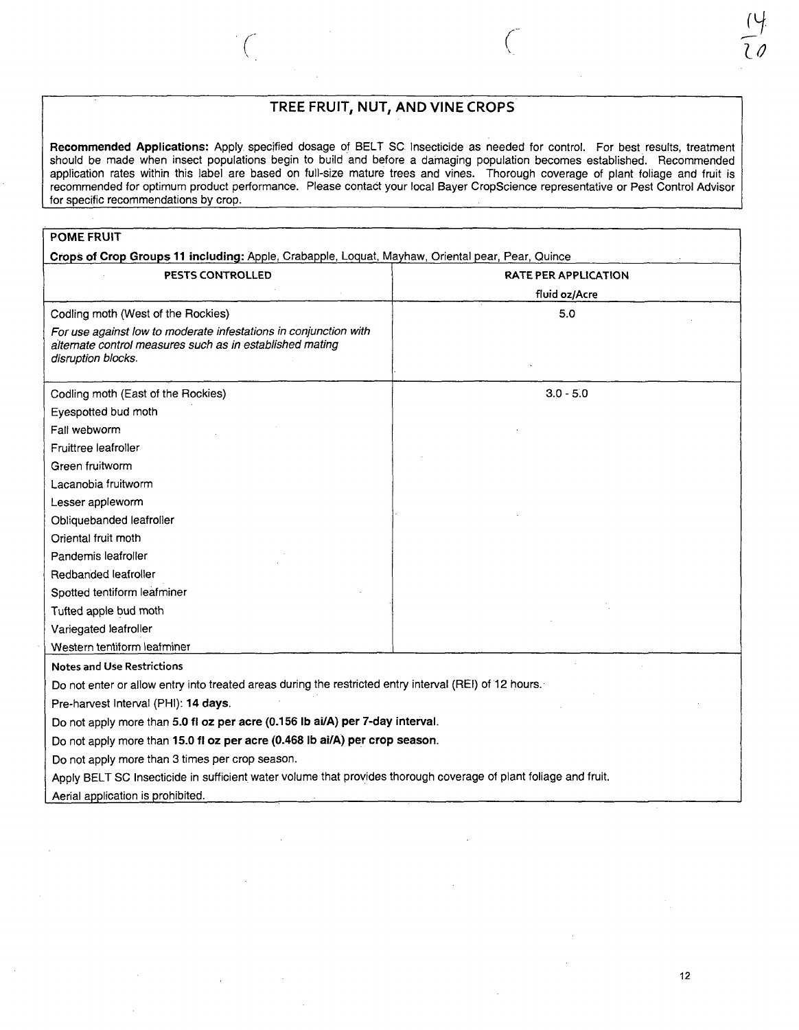# TREE FRUIT, NUT, AND VINE CROPS

**Recommended Applications:** Apply specified dosage of BELT SC Insecticide as needed for control. For best results, treatment should be made when insect populations begin to build and before a damaging population becomes established. Recommended application rates within this label are based on full-size mature trees and vines. Thorough coverage of plant foliage and fruit is recommended for optimum product performance. Please contact your local Bayer CropScience representative or Pest Control Advisor for specific recommendations by crop.

## POME FRUIT

**Crops of Crop Groups 11 including:** Apple, Crabapple, Loquat, Mayhaw, Oriental pear, Pear, Quince

| PESTS CONTROLLED | RATE PER APPLICATION fluid oz/Acre |
|---|---|
| Codling moth (West of the Rockies)<br>*For use against low to moderate infestations in conjunction with alternate control measures such as in established mating disruption blocks.* | 5.0 |
| Codling moth (East of the Rockies)<br>Eyespotted bud moth<br>Fall webworm<br>Fruittree leafroller<br>Green fruitworm<br>Lacanobia fruitworm<br>Lesser appleworm<br>Obliquebanded leafroller<br>Oriental fruit moth<br>Pandemis leafroller<br>Redbanded leafroller<br>Spotted tentiform leafminer<br>Tufted apple bud moth<br>Variegated leafroller<br>Western tentiform leafminer | 3.0 - 5.0 |

**Notes and Use Restrictions**

Do not enter or allow entry into treated areas during the restricted entry interval (REI) of 12 hours.

Pre-harvest Interval (PHI): **14 days**.

Do not apply more than **5.0 fl oz per acre (0.156 lb ai/A) per 7-day interval**.

Do not apply more than **15.0 fl oz per acre (0.468 lb ai/A) per crop season**.

Do not apply more than 3 times per crop season.

Apply BELT SC Insecticide in sufficient water volume that provides thorough coverage of plant foliage and fruit.

Aerial application is prohibited.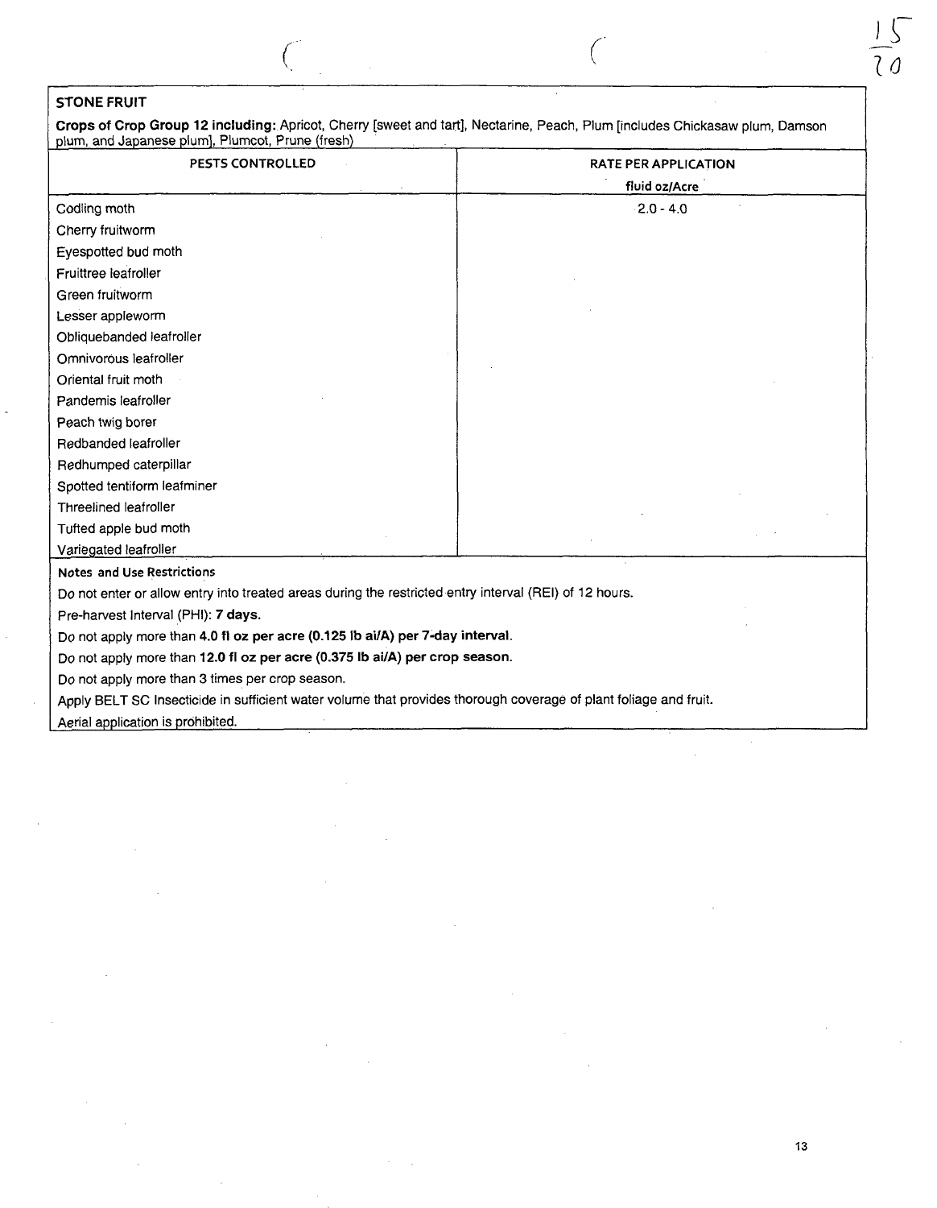## STONE FRUIT

**Crops of Crop Group 12 including:** Apricot, Cherry [sweet and tart], Nectarine, Peach, Plum [includes Chickasaw plum, Damson plum, and Japanese plum], Plumcot, Prune (fresh)

| PESTS CONTROLLED | RATE PER APPLICATION fluid oz/Acre |
|---|---|
| Codling moth<br>Cherry fruitworm<br>Eyespotted bud moth<br>Fruittree leafroller<br>Green fruitworm<br>Lesser appleworm<br>Obliquebanded leafroller<br>Omnivorous leafroller<br>Oriental fruit moth<br>Pandemis leafroller<br>Peach twig borer<br>Redbanded leafroller<br>Redhumped caterpillar<br>Spotted tentiform leafminer<br>Threelined leafroller<br>Tufted apple bud moth<br>Variegated leafroller | 2.0 - 4.0 |

**Notes and Use Restrictions**

Do not enter or allow entry into treated areas during the restricted entry interval (REI) of 12 hours.

Pre-harvest Interval (PHI): **7 days.**

Do not apply more than **4.0 fl oz per acre (0.125 lb ai/A) per 7-day interval.**

Do not apply more than **12.0 fl oz per acre (0.375 lb ai/A) per crop season.**

Do not apply more than 3 times per crop season.

Apply BELT SC Insecticide in sufficient water volume that provides thorough coverage of plant foliage and fruit.

Aerial application is prohibited.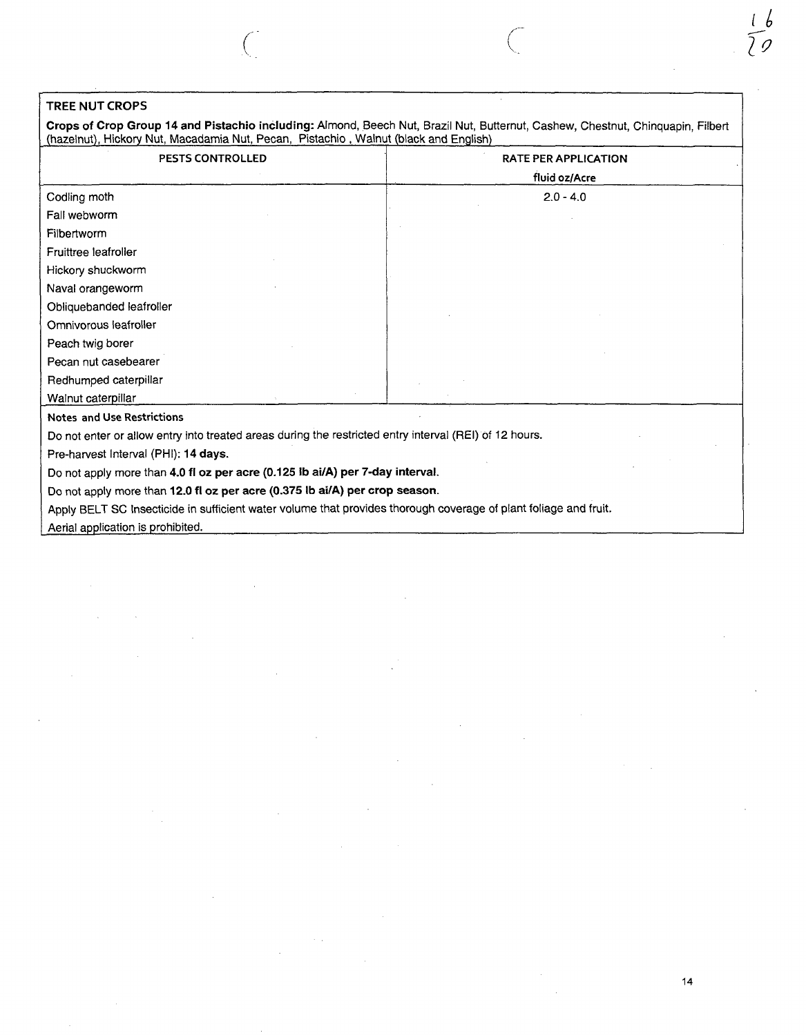## TREE NUT CROPS

**Crops of Crop Group 14 and Pistachio including:** Almond, Beech Nut, Brazil Nut, Butternut, Cashew, Chestnut, Chinquapin, Filbert (hazelnut), Hickory Nut, Macadamia Nut, Pecan, Pistachio , Walnut (black and English)

| PESTS CONTROLLED | RATE PER APPLICATION<br>fluid oz/Acre |
|---|---|
| Codling moth<br>Fall webworm<br>Filbertworm<br>Fruittree leafroller<br>Hickory shuckworm<br>Naval orangeworm<br>Obliquebanded leafroller<br>Omnivorous leafroller<br>Peach twig borer<br>Pecan nut casebearer<br>Redhumped caterpillar<br>Walnut caterpillar | 2.0 - 4.0 |

**Notes and Use Restrictions**

Do not enter or allow entry into treated areas during the restricted entry interval (REI) of 12 hours.

Pre-harvest Interval (PHI): **14 days.**

Do not apply more than **4.0 fl oz per acre (0.125 lb ai/A) per 7-day interval.**

Do not apply more than **12.0 fl oz per acre (0.375 lb ai/A) per crop season.**

Apply BELT SC Insecticide in sufficient water volume that provides thorough coverage of plant foliage and fruit.

Aerial application is prohibited.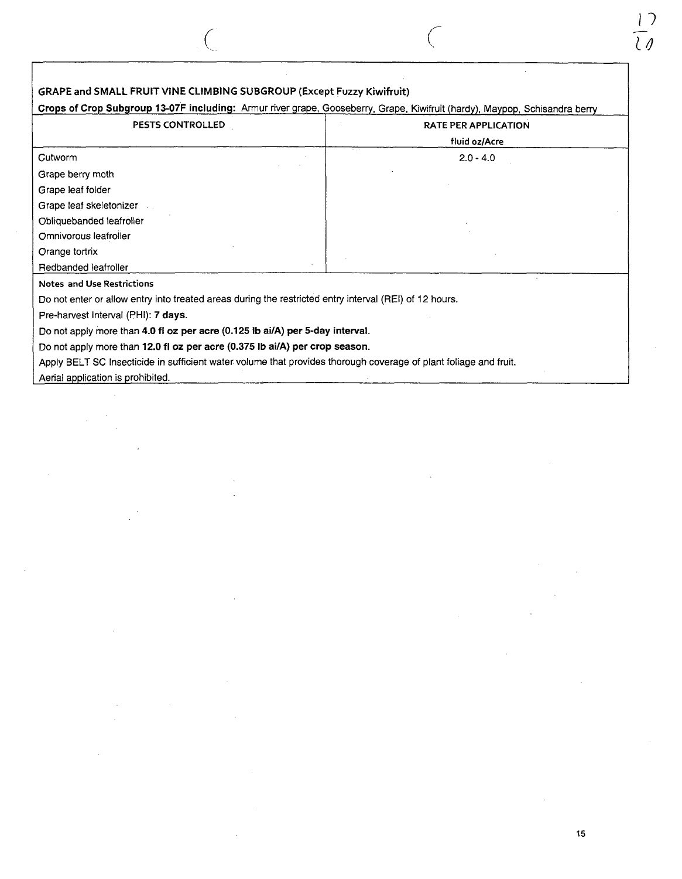**GRAPE and SMALL FRUIT VINE CLIMBING SUBGROUP (Except Fuzzy Kiwifruit)**

**Crops of Crop Subgroup 13-07F including:** Armur river grape, Gooseberry, Grape, Kiwifruit (hardy), Maypop, Schisandra berry

| PESTS CONTROLLED | RATE PER APPLICATION fluid oz/Acre |
|---|---|
| Cutworm<br>Grape berry moth<br>Grape leaf folder<br>Grape leaf skeletonizer<br>Obliquebanded leafroller<br>Omnivorous leafroller<br>Orange tortrix<br>Redbanded leafroller | 2.0 - 4.0 |

**Notes and Use Restrictions**

Do not enter or allow entry into treated areas during the restricted entry interval (REI) of 12 hours.

Pre-harvest Interval (PHI): **7 days.**

Do not apply more than **4.0 fl oz per acre (0.125 lb ai/A) per 5-day interval.**

Do not apply more than **12.0 fl oz per acre (0.375 lb ai/A) per crop season.**

Apply BELT SC Insecticide in sufficient water volume that provides thorough coverage of plant foliage and fruit.

Aerial application is prohibited.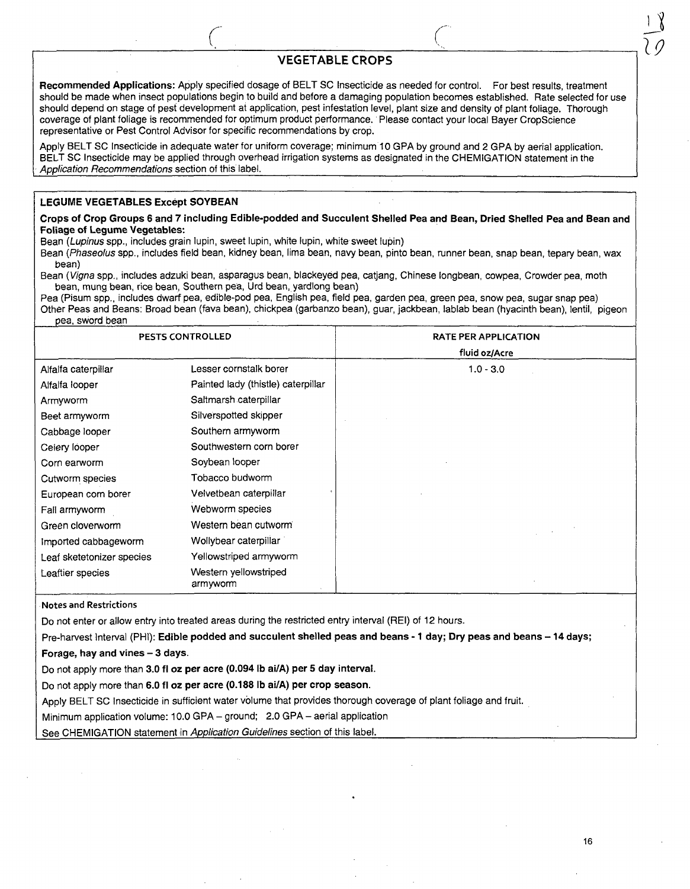## VEGETABLE CROPS

**Recommended Applications:** Apply specified dosage of BELT SC Insecticide as needed for control. For best results, treatment should be made when insect populations begin to build and before a damaging population becomes established. Rate selected for use should depend on stage of pest development at application, pest infestation level, plant size and density of plant foliage. Thorough coverage of plant foliage is recommended for optimum product performance. Please contact your local Bayer CropScience representative or Pest Control Advisor for specific recommendations by crop.

Apply BELT SC Insecticide in adequate water for uniform coverage; minimum 10 GPA by ground and 2 GPA by aerial application. BELT SC Insecticide may be applied through overhead irrigation systems as designated in the CHEMIGATION statement in the *Application Recommendations* section of this label.

### LEGUME VEGETABLES Except SOYBEAN

**Crops of Crop Groups 6 and 7 including Edible-podded and Succulent Shelled Pea and Bean, Dried Shelled Pea and Bean and Foliage of Legume Vegetables:**

Bean (*Lupinus* spp., includes grain lupin, sweet lupin, white lupin, white sweet lupin)

Bean (*Phaseolus* spp., includes field bean, kidney bean, lima bean, navy bean, pinto bean, runner bean, snap bean, tepary bean, wax bean)

Bean (*Vigna* spp., includes adzuki bean, asparagus bean, blackeyed pea, catjang, Chinese longbean, cowpea, Crowder pea, moth bean, mung bean, rice bean, Southern pea, Urd bean, yardlong bean)

Pea (Pisum spp., includes dwarf pea, edible-pod pea, English pea, field pea, garden pea, green pea, snow pea, sugar snap pea)

Other Peas and Beans: Broad bean (fava bean), chickpea (garbanzo bean), guar, jackbean, lablab bean (hyacinth bean), lentil, pigeon pea, sword bean

| PESTS CONTROLLED | | RATE PER APPLICATION fluid oz/Acre |
|---|---|---|
| Alfalfa caterpillar | Lesser cornstalk borer | 1.0 - 3.0 |
| Alfalfa looper | Painted lady (thistle) caterpillar | |
| Armyworm | Saltmarsh caterpillar | |
| Beet armyworm | Silverspotted skipper | |
| Cabbage looper | Southern armyworm | |
| Celery looper | Southwestern corn borer | |
| Corn earworm | Soybean looper | |
| Cutworm species | Tobacco budworm | |
| European corn borer | Velvetbean caterpillar | |
| Fall armyworm | Webworm species | |
| Green cloverworm | Western bean cutworm | |
| Imported cabbageworm | Wollybear caterpillar | |
| Leaf sketetonizer species | Yellowstriped armyworm | |
| Leaftier species | Western yellowstriped armyworm | |

**Notes and Restrictions**

Do not enter or allow entry into treated areas during the restricted entry interval (REI) of 12 hours.

Pre-harvest Interval (PHI): **Edible podded and succulent shelled peas and beans - 1 day; Dry peas and beans – 14 days; Forage, hay and vines – 3 days.**

Do not apply more than **3.0 fl oz per acre (0.094 lb ai/A) per 5 day interval.**

Do not apply more than **6.0 fl oz per acre (0.188 lb ai/A) per crop season.**

Apply BELT SC Insecticide in sufficient water volume that provides thorough coverage of plant foliage and fruit.

Minimum application volume: 10.0 GPA – ground; 2.0 GPA – aerial application

See CHEMIGATION statement in *Application Guidelines* section of this label.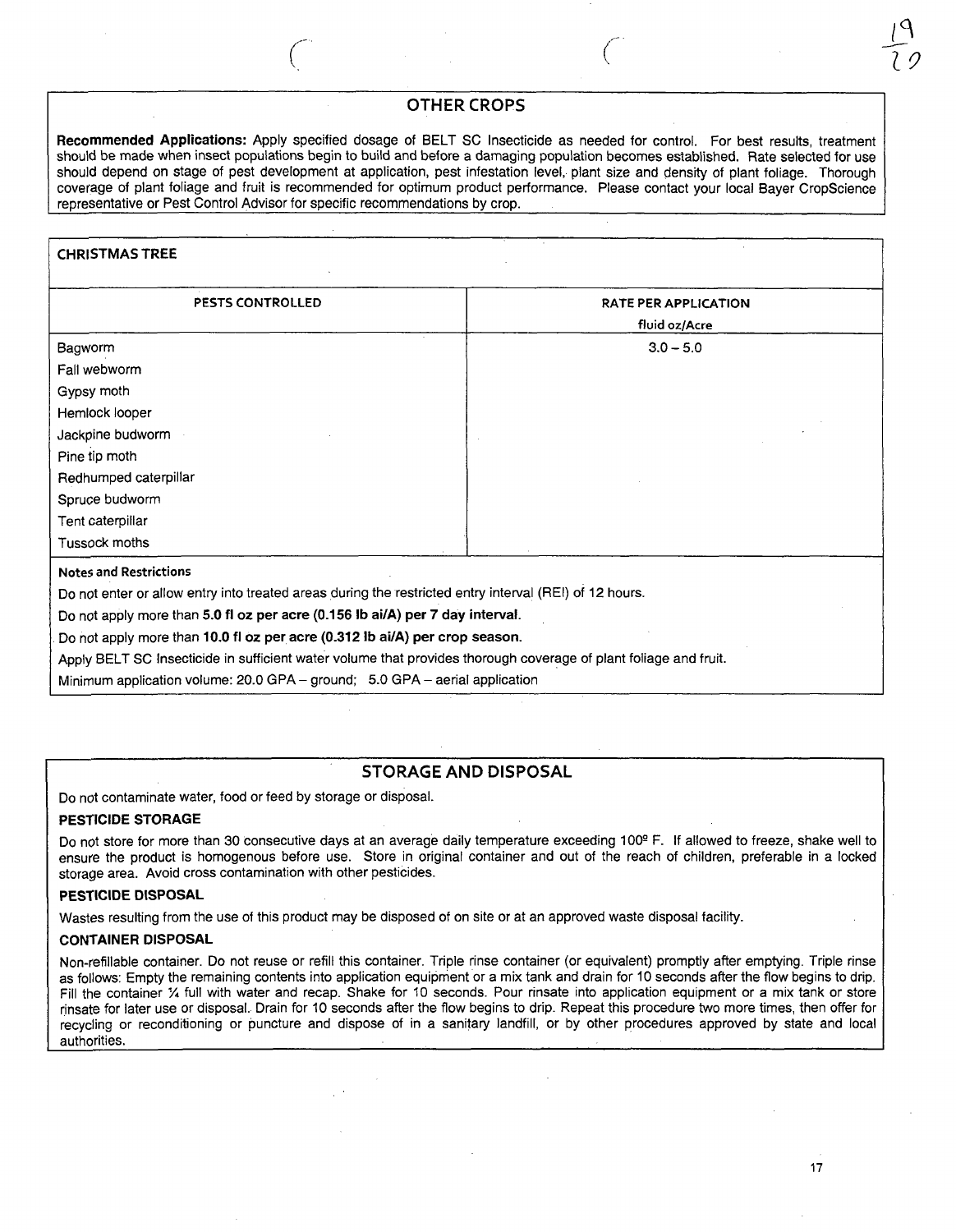## OTHER CROPS

**Recommended Applications:** Apply specified dosage of BELT SC Insecticide as needed for control. For best results, treatment should be made when insect populations begin to build and before a damaging population becomes established. Rate selected for use should depend on stage of pest development at application, pest infestation level, plant size and density of plant foliage. Thorough coverage of plant foliage and fruit is recommended for optimum product performance. Please contact your local Bayer CropScience representative or Pest Control Advisor for specific recommendations by crop.

### CHRISTMAS TREE

| PESTS CONTROLLED | RATE PER APPLICATION fluid oz/Acre |
|---|---|
| Bagworm<br>Fall webworm<br>Gypsy moth<br>Hemlock looper<br>Jackpine budworm<br>Pine tip moth<br>Redhumped caterpillar<br>Spruce budworm<br>Tent caterpillar<br>Tussock moths | 3.0 – 5.0 |

**Notes and Restrictions**

Do not enter or allow entry into treated areas during the restricted entry interval (REI) of 12 hours.

Do not apply more than **5.0 fl oz per acre (0.156 lb ai/A) per 7 day interval.**

Do not apply more than **10.0 fl oz per acre (0.312 lb ai/A) per crop season.**

Apply BELT SC Insecticide in sufficient water volume that provides thorough coverage of plant foliage and fruit.

Minimum application volume: 20.0 GPA – ground; 5.0 GPA – aerial application

## STORAGE AND DISPOSAL

Do not contaminate water, food or feed by storage or disposal.

**PESTICIDE STORAGE**

Do not store for more than 30 consecutive days at an average daily temperature exceeding 100º F. If allowed to freeze, shake well to ensure the product is homogenous before use. Store in original container and out of the reach of children, preferable in a locked storage area. Avoid cross contamination with other pesticides.

**PESTICIDE DISPOSAL**

Wastes resulting from the use of this product may be disposed of on site or at an approved waste disposal facility.

**CONTAINER DISPOSAL**

Non-refillable container. Do not reuse or refill this container. Triple rinse container (or equivalent) promptly after emptying. Triple rinse as follows: Empty the remaining contents into application equipment or a mix tank and drain for 10 seconds after the flow begins to drip. Fill the container ¼ full with water and recap. Shake for 10 seconds. Pour rinsate into application equipment or a mix tank or store rinsate for later use or disposal. Drain for 10 seconds after the flow begins to drip. Repeat this procedure two more times, then offer for recycling or reconditioning or puncture and dispose of in a sanitary landfill, or by other procedures approved by state and local authorities.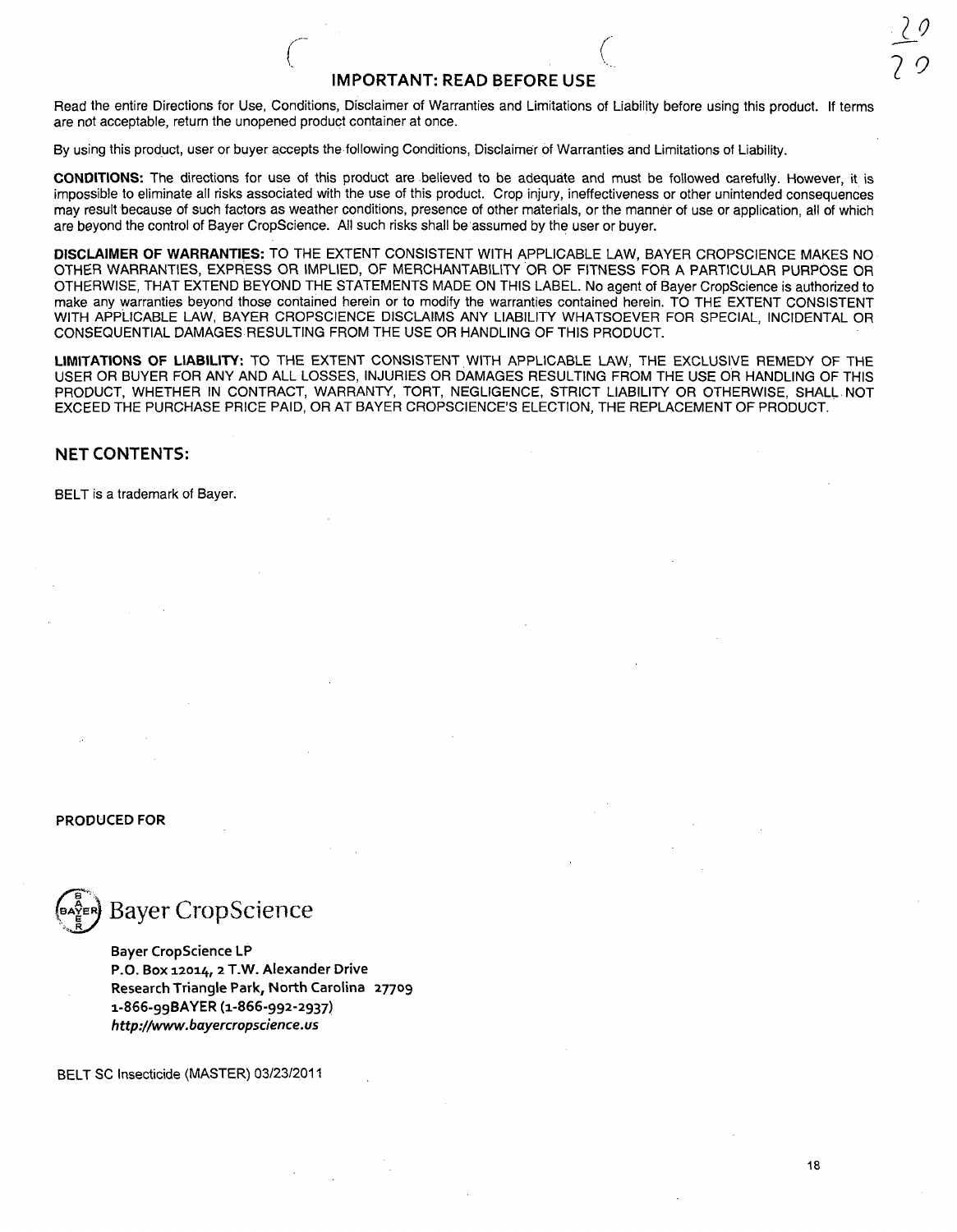## IMPORTANT: READ BEFORE USE

Read the entire Directions for Use, Conditions, Disclaimer of Warranties and Limitations of Liability before using this product. If terms are not acceptable, return the unopened product container at once.

By using this product, user or buyer accepts the following Conditions, Disclaimer of Warranties and Limitations of Liability.

**CONDITIONS:** The directions for use of this product are believed to be adequate and must be followed carefully. However, it is impossible to eliminate all risks associated with the use of this product. Crop injury, ineffectiveness or other unintended consequences may result because of such factors as weather conditions, presence of other materials, or the manner of use or application, all of which are beyond the control of Bayer CropScience. All such risks shall be assumed by the user or buyer.

**DISCLAIMER OF WARRANTIES:** TO THE EXTENT CONSISTENT WITH APPLICABLE LAW, BAYER CROPSCIENCE MAKES NO OTHER WARRANTIES, EXPRESS OR IMPLIED, OF MERCHANTABILITY OR OF FITNESS FOR A PARTICULAR PURPOSE OR OTHERWISE, THAT EXTEND BEYOND THE STATEMENTS MADE ON THIS LABEL. No agent of Bayer CropScience is authorized to make any warranties beyond those contained herein or to modify the warranties contained herein. TO THE EXTENT CONSISTENT WITH APPLICABLE LAW, BAYER CROPSCIENCE DISCLAIMS ANY LIABILITY WHATSOEVER FOR SPECIAL, INCIDENTAL OR CONSEQUENTIAL DAMAGES RESULTING FROM THE USE OR HANDLING OF THIS PRODUCT.

**LIMITATIONS OF LIABILITY:** TO THE EXTENT CONSISTENT WITH APPLICABLE LAW, THE EXCLUSIVE REMEDY OF THE USER OR BUYER FOR ANY AND ALL LOSSES, INJURIES OR DAMAGES RESULTING FROM THE USE OR HANDLING OF THIS PRODUCT, WHETHER IN CONTRACT, WARRANTY, TORT, NEGLIGENCE, STRICT LIABILITY OR OTHERWISE, SHALL NOT EXCEED THE PURCHASE PRICE PAID, OR AT BAYER CROPSCIENCE'S ELECTION, THE REPLACEMENT OF PRODUCT.

## NET CONTENTS:

BELT is a trademark of Bayer.

**PRODUCED FOR**

Bayer CropScience

**Bayer CropScience LP**
**P.O. Box 12014, 2 T.W. Alexander Drive**
**Research Triangle Park, North Carolina 27709**
**1-866-99BAYER (1-866-992-2937)**
***http://www.bayercropscience.us***

BELT SC Insecticide (MASTER) 03/23/2011